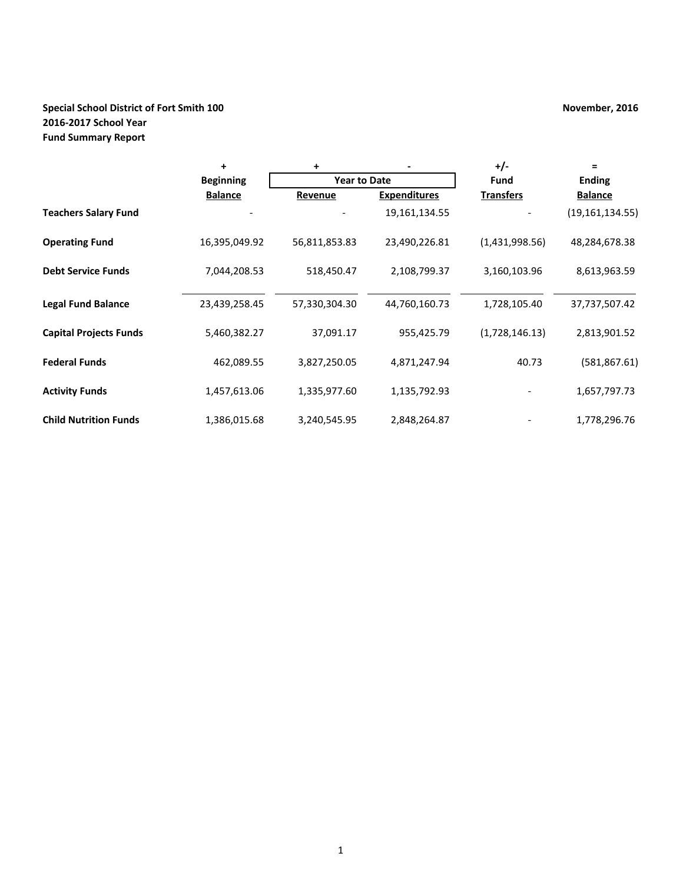**Special School District of Fort Smith 100**
**2016-2017 School Year**
**Fund Summary Report**

**November, 2016**

| | + | + | - | +/- | = |
|---|---|---|---|---|---|
| | Beginning | Year to Date | | Fund | Ending |
| | Balance | Revenue | Expenditures | Transfers | Balance |
| **Teachers Salary Fund** | - | - | 19,161,134.55 | - | (19,161,134.55) |
| **Operating Fund** | 16,395,049.92 | 56,811,853.83 | 23,490,226.81 | (1,431,998.56) | 48,284,678.38 |
| **Debt Service Funds** | 7,044,208.53 | 518,450.47 | 2,108,799.37 | 3,160,103.96 | 8,613,963.59 |
| **Legal Fund Balance** | 23,439,258.45 | 57,330,304.30 | 44,760,160.73 | 1,728,105.40 | 37,737,507.42 |
| **Capital Projects Funds** | 5,460,382.27 | 37,091.17 | 955,425.79 | (1,728,146.13) | 2,813,901.52 |
| **Federal Funds** | 462,089.55 | 3,827,250.05 | 4,871,247.94 | 40.73 | (581,867.61) |
| **Activity Funds** | 1,457,613.06 | 1,335,977.60 | 1,135,792.93 | - | 1,657,797.73 |
| **Child Nutrition Funds** | 1,386,015.68 | 3,240,545.95 | 2,848,264.87 | - | 1,778,296.76 |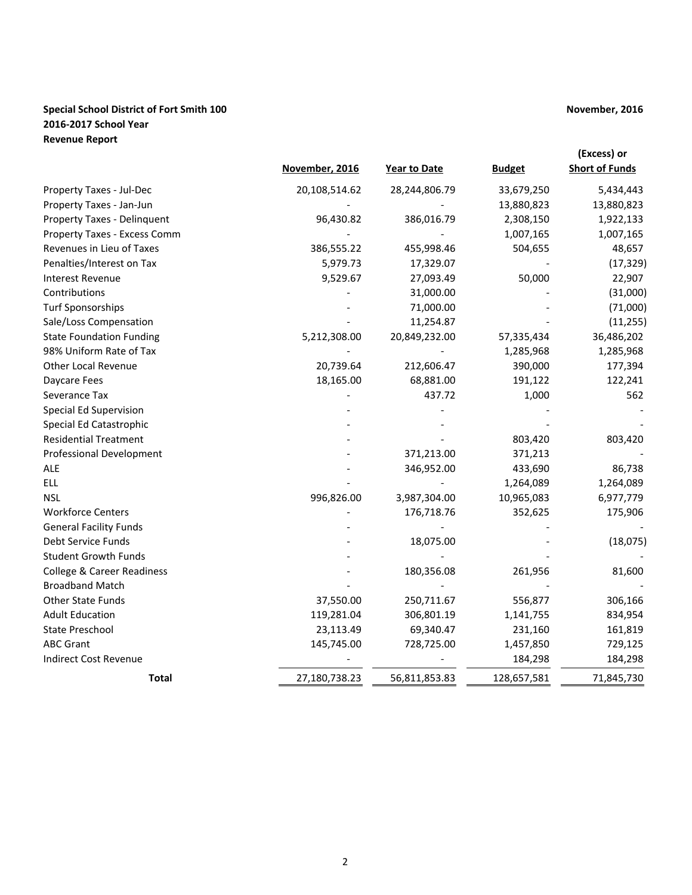**Special School District of Fort Smith 100**
**2016-2017 School Year**
**Revenue Report**

**November, 2016**

| | November, 2016 | Year to Date | Budget | (Excess) or Short of Funds |
|---|---|---|---|---|
| Property Taxes - Jul-Dec | 20,108,514.62 | 28,244,806.79 | 33,679,250 | 5,434,443 |
| Property Taxes - Jan-Jun | - | - | 13,880,823 | 13,880,823 |
| Property Taxes - Delinquent | 96,430.82 | 386,016.79 | 2,308,150 | 1,922,133 |
| Property Taxes - Excess Comm | - | - | 1,007,165 | 1,007,165 |
| Revenues in Lieu of Taxes | 386,555.22 | 455,998.46 | 504,655 | 48,657 |
| Penalties/Interest on Tax | 5,979.73 | 17,329.07 | - | (17,329) |
| Interest Revenue | 9,529.67 | 27,093.49 | 50,000 | 22,907 |
| Contributions | - | 31,000.00 | - | (31,000) |
| Turf Sponsorships | - | 71,000.00 | - | (71,000) |
| Sale/Loss Compensation | - | 11,254.87 | - | (11,255) |
| State Foundation Funding | 5,212,308.00 | 20,849,232.00 | 57,335,434 | 36,486,202 |
| 98% Uniform Rate of Tax | - | - | 1,285,968 | 1,285,968 |
| Other Local Revenue | 20,739.64 | 212,606.47 | 390,000 | 177,394 |
| Daycare Fees | 18,165.00 | 68,881.00 | 191,122 | 122,241 |
| Severance Tax | - | 437.72 | 1,000 | 562 |
| Special Ed Supervision | - | - | - | - |
| Special Ed Catastrophic | - | - | - | - |
| Residential Treatment | - | - | 803,420 | 803,420 |
| Professional Development | - | 371,213.00 | 371,213 | - |
| ALE | - | 346,952.00 | 433,690 | 86,738 |
| ELL | - | - | 1,264,089 | 1,264,089 |
| NSL | 996,826.00 | 3,987,304.00 | 10,965,083 | 6,977,779 |
| Workforce Centers | - | 176,718.76 | 352,625 | 175,906 |
| General Facility Funds | - | - | - | - |
| Debt Service Funds | - | 18,075.00 | - | (18,075) |
| Student Growth Funds | - | - | - | - |
| College & Career Readiness | - | 180,356.08 | 261,956 | 81,600 |
| Broadband Match | - | - | - | - |
| Other State Funds | 37,550.00 | 250,711.67 | 556,877 | 306,166 |
| Adult Education | 119,281.04 | 306,801.19 | 1,141,755 | 834,954 |
| State Preschool | 23,113.49 | 69,340.47 | 231,160 | 161,819 |
| ABC Grant | 145,745.00 | 728,725.00 | 1,457,850 | 729,125 |
| Indirect Cost Revenue | - | - | 184,298 | 184,298 |
| **Total** | 27,180,738.23 | 56,811,853.83 | 128,657,581 | 71,845,730 |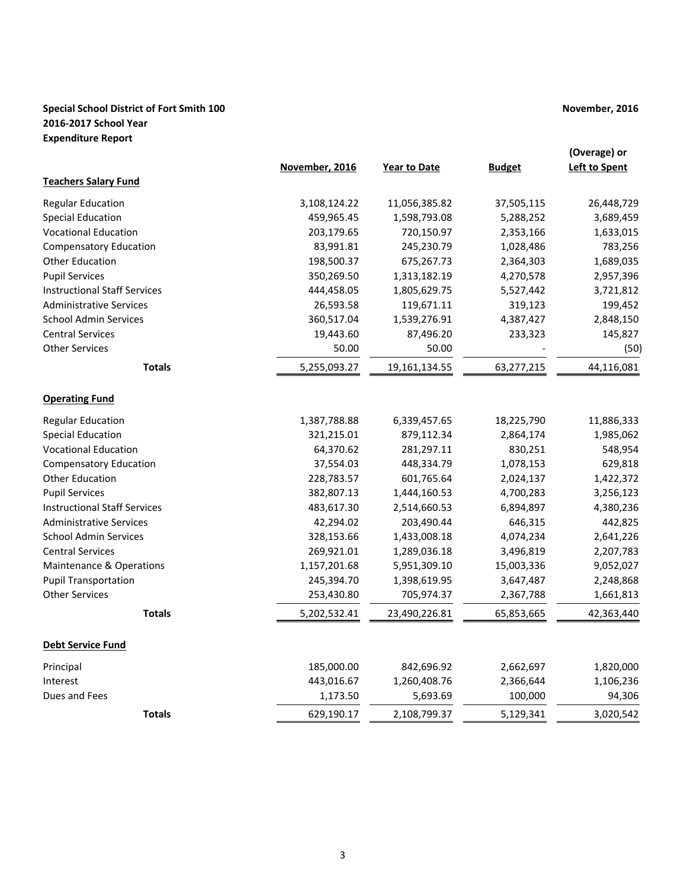**Special School District of Fort Smith 100**
**2016-2017 School Year**
**Expenditure Report**

**November, 2016**

| | November, 2016 | Year to Date | Budget | (Overage) or Left to Spent |
|---|---|---|---|---|
| **Teachers Salary Fund** | | | | |
| Regular Education | 3,108,124.22 | 11,056,385.82 | 37,505,115 | 26,448,729 |
| Special Education | 459,965.45 | 1,598,793.08 | 5,288,252 | 3,689,459 |
| Vocational Education | 203,179.65 | 720,150.97 | 2,353,166 | 1,633,015 |
| Compensatory Education | 83,991.81 | 245,230.79 | 1,028,486 | 783,256 |
| Other Education | 198,500.37 | 675,267.73 | 2,364,303 | 1,689,035 |
| Pupil Services | 350,269.50 | 1,313,182.19 | 4,270,578 | 2,957,396 |
| Instructional Staff Services | 444,458.05 | 1,805,629.75 | 5,527,442 | 3,721,812 |
| Administrative Services | 26,593.58 | 119,671.11 | 319,123 | 199,452 |
| School Admin Services | 360,517.04 | 1,539,276.91 | 4,387,427 | 2,848,150 |
| Central Services | 19,443.60 | 87,496.20 | 233,323 | 145,827 |
| Other Services | 50.00 | 50.00 | - | (50) |
| **Totals** | 5,255,093.27 | 19,161,134.55 | 63,277,215 | 44,116,081 |
| **Operating Fund** | | | | |
| Regular Education | 1,387,788.88 | 6,339,457.65 | 18,225,790 | 11,886,333 |
| Special Education | 321,215.01 | 879,112.34 | 2,864,174 | 1,985,062 |
| Vocational Education | 64,370.62 | 281,297.11 | 830,251 | 548,954 |
| Compensatory Education | 37,554.03 | 448,334.79 | 1,078,153 | 629,818 |
| Other Education | 228,783.57 | 601,765.64 | 2,024,137 | 1,422,372 |
| Pupil Services | 382,807.13 | 1,444,160.53 | 4,700,283 | 3,256,123 |
| Instructional Staff Services | 483,617.30 | 2,514,660.53 | 6,894,897 | 4,380,236 |
| Administrative Services | 42,294.02 | 203,490.44 | 646,315 | 442,825 |
| School Admin Services | 328,153.66 | 1,433,008.18 | 4,074,234 | 2,641,226 |
| Central Services | 269,921.01 | 1,289,036.18 | 3,496,819 | 2,207,783 |
| Maintenance & Operations | 1,157,201.68 | 5,951,309.10 | 15,003,336 | 9,052,027 |
| Pupil Transportation | 245,394.70 | 1,398,619.95 | 3,647,487 | 2,248,868 |
| Other Services | 253,430.80 | 705,974.37 | 2,367,788 | 1,661,813 |
| **Totals** | 5,202,532.41 | 23,490,226.81 | 65,853,665 | 42,363,440 |
| **Debt Service Fund** | | | | |
| Principal | 185,000.00 | 842,696.92 | 2,662,697 | 1,820,000 |
| Interest | 443,016.67 | 1,260,408.76 | 2,366,644 | 1,106,236 |
| Dues and Fees | 1,173.50 | 5,693.69 | 100,000 | 94,306 |
| **Totals** | 629,190.17 | 2,108,799.37 | 5,129,341 | 3,020,542 |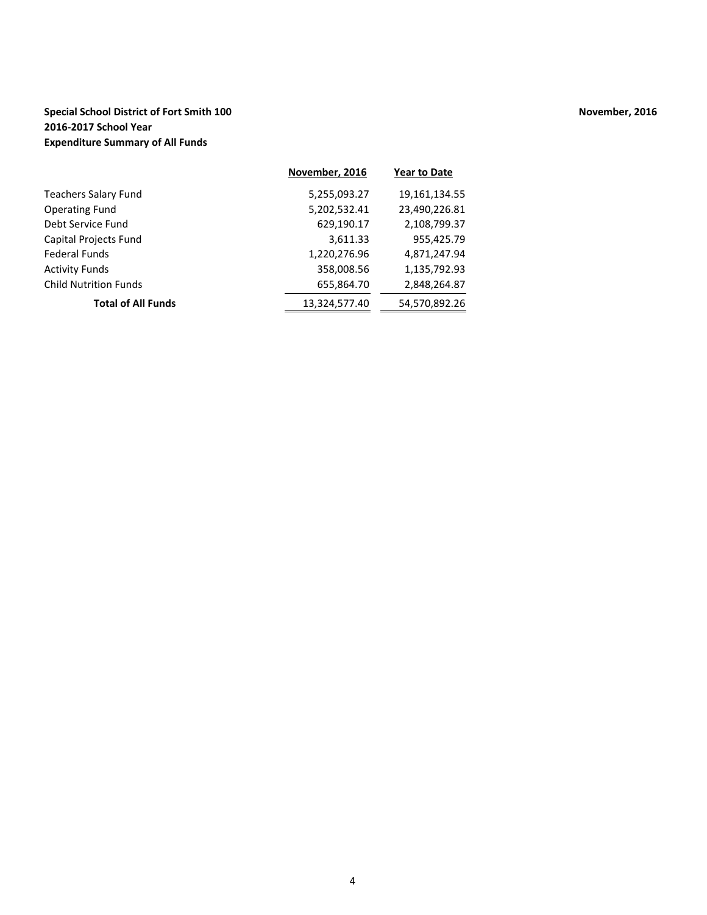**Special School District of Fort Smith 100** **November, 2016**
**2016-2017 School Year**
**Expenditure Summary of All Funds**

| | November, 2016 | Year to Date |
|---|---|---|
| Teachers Salary Fund | 5,255,093.27 | 19,161,134.55 |
| Operating Fund | 5,202,532.41 | 23,490,226.81 |
| Debt Service Fund | 629,190.17 | 2,108,799.37 |
| Capital Projects Fund | 3,611.33 | 955,425.79 |
| Federal Funds | 1,220,276.96 | 4,871,247.94 |
| Activity Funds | 358,008.56 | 1,135,792.93 |
| Child Nutrition Funds | 655,864.70 | 2,848,264.87 |
| **Total of All Funds** | 13,324,577.40 | 54,570,892.26 |